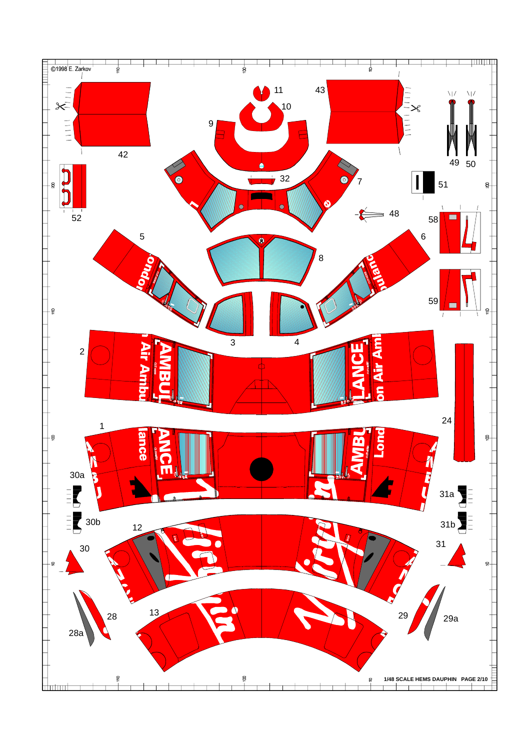©1998 E. Zarkov

1/48 SCALE HEMS DAUPHIN PAGE 2/10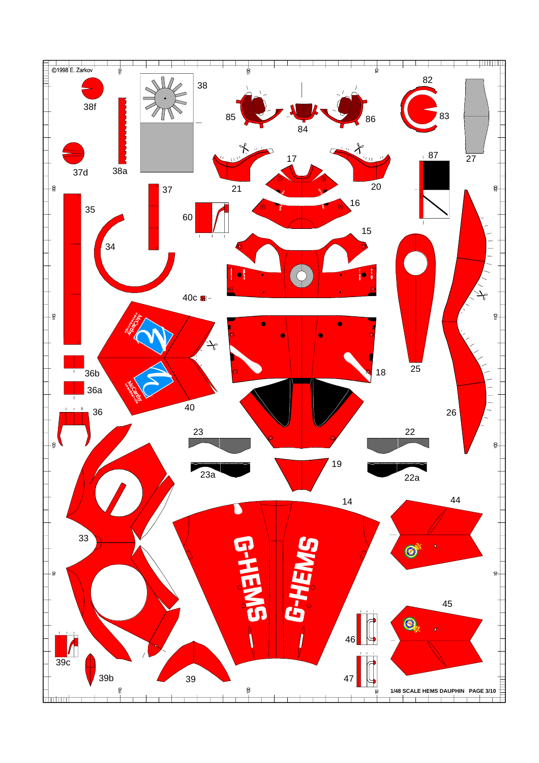©1998 E. Zarkov

38f

38a

38

85

84

86

82

83

27

37d

17

21

20

87

16

35

37

60

34

15

25

26

40c

18

40

36b

36a

36

23

22

23a

22a

19

33

14

44

45

46

47

39c

39b

39

G-HEMS

G-HEMS

1/48 SCALE HEMS DAUPHIN PAGE 3/10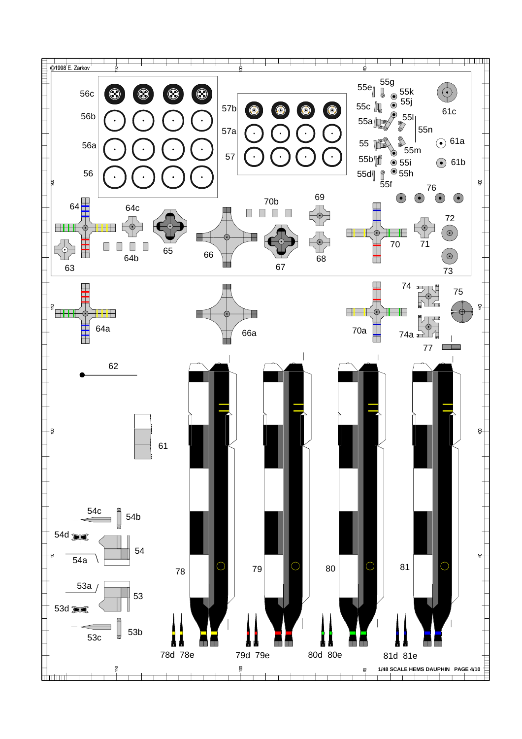©1998 E. Zarkov

56c
56b
56a
56
57b
57a
57
55e
55g
55k
55j
55c
55a
55l
55n
55
55m
55b
55i
55d
55h
55f
61c
61a
61b
64
64c
65
66
70b
69
76
72
63
64b
67
68
70
71
73
64a
66a
70a
74
75
74a
77
62
61
54c
54b
54d
54
54a
53a
53
53d
53c
53b
78
79
80
81
78d 78e
79d 79e
80d 80e
81d 81e

1/48 SCALE HEMS DAUPHIN PAGE 4/10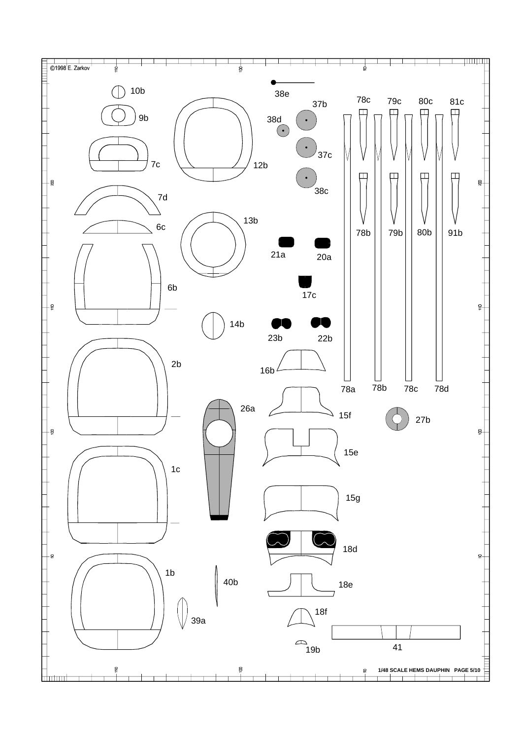©1998 E. Zarkov

10b

9b

7c

7d

6c

6b

2b

1c

1b

12b

13b

14b

26a

40b

39a

38e

37b

38d

37c

38c

21a

20a

17c

23b

22b

16b

15f

15e

15g

18d

18e

18f

19b

78c

79c

80c

81c

78b

79b

80b

91b

78a

78b

78c

78d

27b

41

1/48 SCALE HEMS DAUPHIN PAGE 5/10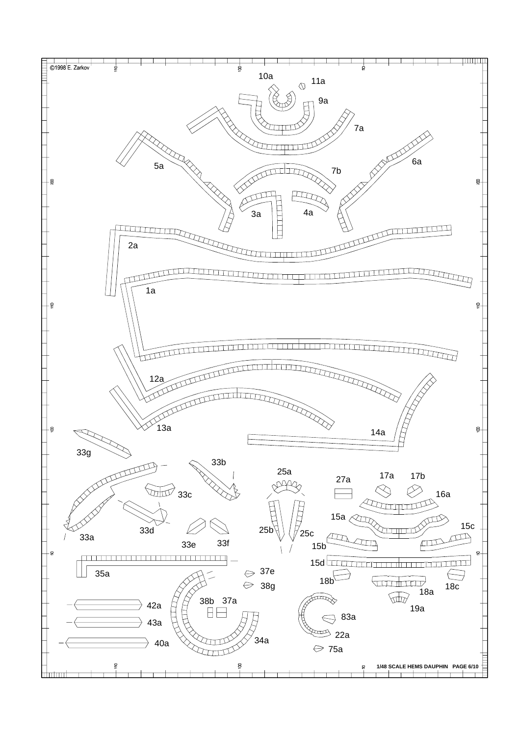©1998 E. Zarkov

10a

11a

9a

7a

6a

5a

7b

3a

4a

2a

1a

12a

13a

14a

33g

33b

25a

17a

17b

27a

16a

33c

15a

15c

33d

25b

25c

33a

33f

33e

15b

15d

35a

37e

18b

38g

18c

18a

38b

37a

42a

19a

43a

83a

22a

34a

40a

75a

1/48 SCALE HEMS DAUPHIN PAGE 6/10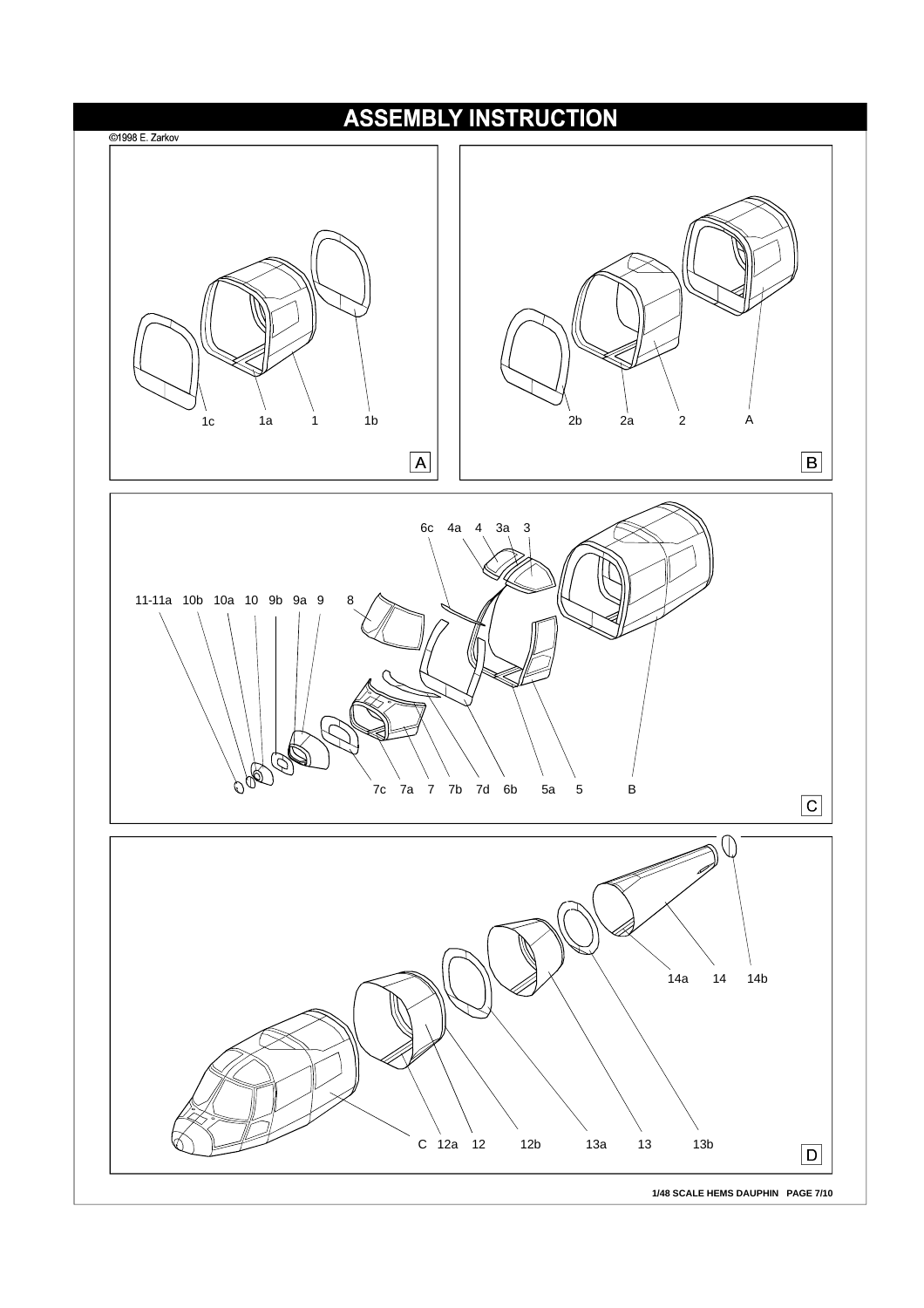# ASSEMBLY INSTRUCTION

©1998 E. Zarkov

1c 1a 1 1b

A

2b 2a 2 A

B

6c 4a 4 3a 3

11-11a 10b 10a 10 9b 9a 9 8

7c 7a 7 7b 7d 6b 5a 5 B

C

14a 14 14b

C 12a 12 12b 13a 13 13b

D

1/48 SCALE HEMS DAUPHIN PAGE 7/10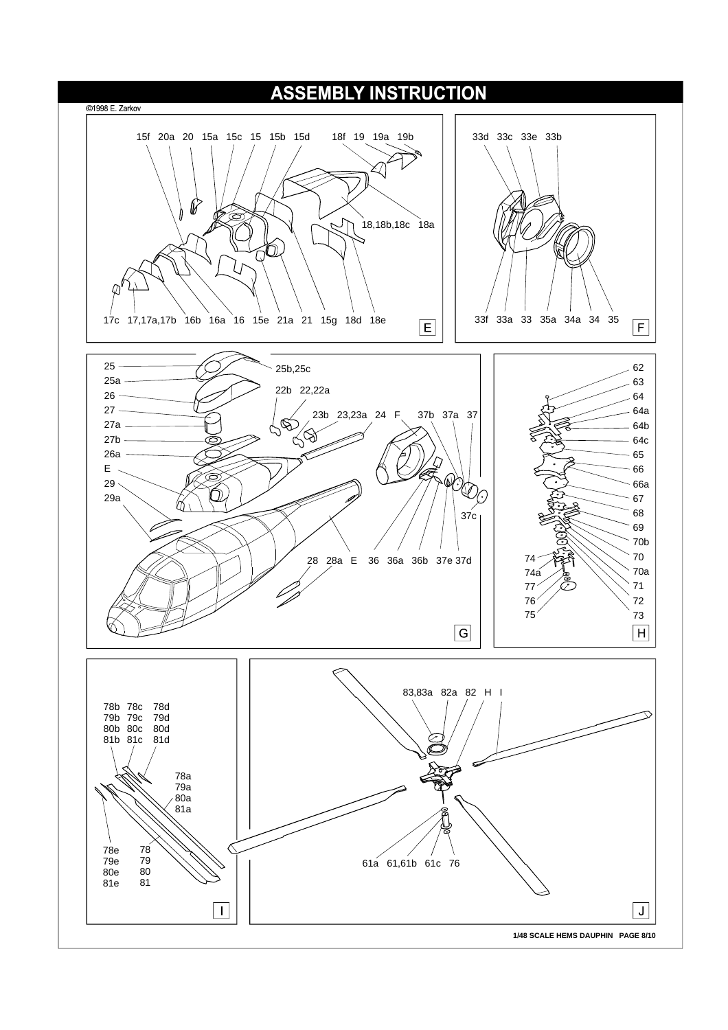# ASSEMBLY INSTRUCTION

©1998 E. Zarkov

**E**

15f 20a 20 15a 15c 15 15b 15d 18f 19 19a 19b

18,18b,18c 18a

17c 17,17a,17b 16b 16a 16 15e 21a 21 15g 18d 18e

**F**

33d 33c 33e 33b

33f 33a 33 35a 34a 34 35

**G**

25 25a 26 27 27a 27b 26a E 29 29a

25b,25c

22b 22,22a

23b 23,23a 24 F 37b 37a 37

37c

28 28a E 36 36a 36b 37e 37d

**H**

62 63 64 64a 64b 64c 65 66 66a 67 68 69 70b 70 70a 71 72 73

74 74a 77 76 75

**I**

78b 78c 78d
79b 79c 79d
80b 80c 80d
81b 81c 81d

78a
79a
80a
81a

78e 78
79e 79
80e 80
81e 81

**J**

83,83a 82a 82 H I

61a 61,61b 61c 76

1/48 SCALE HEMS DAUPHIN PAGE 8/10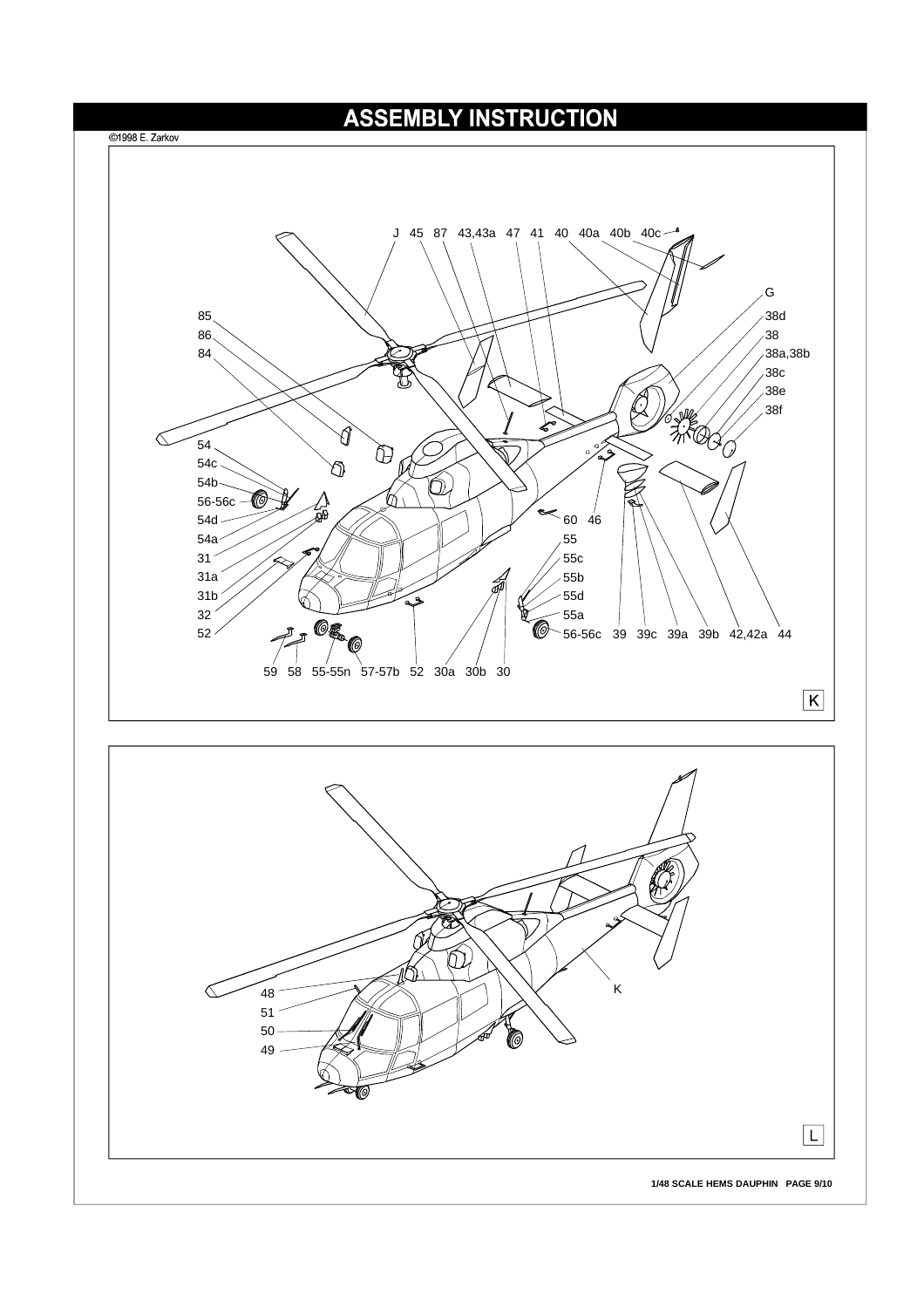# ASSEMBLY INSTRUCTION

©1998 E. Zarkov

J 45 87 43,43a 47 41 40 40a 40b 40c

G

38d

38

38a,38b

38c

38e

38f

85

86

84

54

54c

54b

56-56c

54d

54a

31

31a

31b

32

52

60 46

55

55c

55b

55d

55a

56-56c 39 39c 39a 39b 42,42a 44

59 58 55-55n 57-57b 52 30a 30b 30

K

48

51

50

49

K

L

1/48 SCALE HEMS DAUPHIN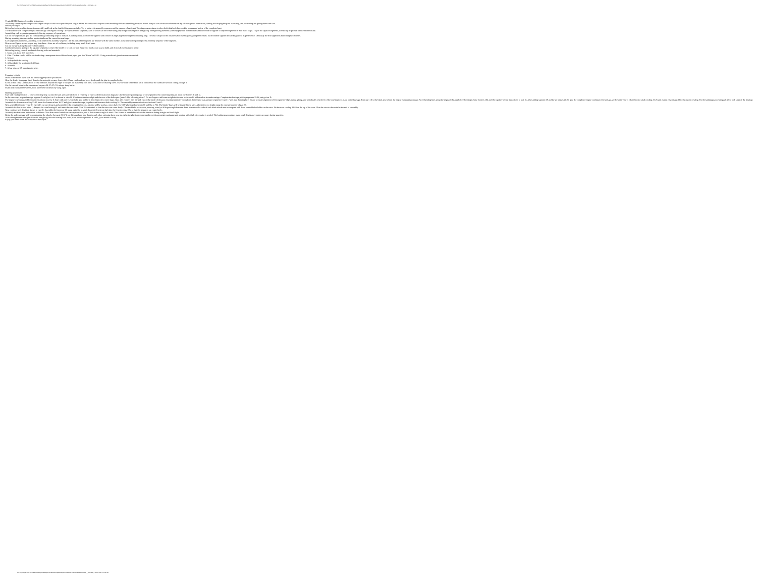Virgin HEMS Dauphin: Assembly Instructions

Accurately recreating the complex and elegant shapes of the Eurocopter Dauphin Virgin HEMS Air Ambulance requires some modeling skills in assembling the scale model. But you can achieve excellent results by following these instructions, cutting and shaping the parts accurately, and positioning and gluing them with care.

Before you begin:

Before beginning read the instructions carefully and look at the detailed diagrams carefully. Try to picture the assembly sequence and the purpose of each part. The diagrams are drawn to show both details of the assembly process and a view of the completed part.

The structures with complex shapes - the fuselage and engine cowling - are separated into segments, each of which can be formed using only simply curved pieces and gluing. Strengthening elements (formers) prepared from thicker cardboard must be applied to keep the segments in their exact shape. To join the separate segments, connecting strips must be fixed to the inside.

Assembling each segment requires the following sequence of operations:

Cut out the segment and glue the corresponding connecting strip to its back. Carefully cut excess from the segment and connect its edges together using the connecting strip. The exact shape will be obtained after inserting and gluing the formers. Each finished segment should be glued to its predecessor. Obviously the first segment is built using two formers.

During assembly, take care to line up the details and the center-line markings.

Each segment is numbered, according to its order in the assembly sequence. All the parts of the segment are denoted with the same number and a letter corresponding to the assembly sequence of the segment.

Do not cut all parts at once or you may lose them – there are a lot of them, including many small detail parts.

Cut out the parts along the centre of the outline.

Careful and precise gluing of the separate segments is vital if the model is to look correct. Keep your hands clean as you build, and do not allow the glue to smear.

Before beginning, you will need the following tools and materials:

1. Some card about 0.35 mm thick.
2. Glue. The best results will be obtained using a transparent nitrocellulose based paper glue like "Butor" or UHU. Using water-based glues is not recommended.
3. Scissors
4. A sharp knife for cutting.
5. A blunt knife for scoring the fold lines.
6. A needle.
7. A few pins, or 0.5 mm diameter wire.

Preparing to build

Work on the model starts with the following preparation procedures:

Glue the details from page 5 and those in the rectangle on page 4 onto the 0.35mm cardboard and press firmly until the glue is completely dry.

Score all fold lines. Continuations of the fold lines beyond the edges of the parts are marked by thin lines. Use a ruler or shaving curve. Use the blade of the blunt knife or to crease the cardboard without cutting through it.

Cut the internal holes in the formers and on parts 14, 15, 33, 53, using a sharp knife.

Make small holes in the wheels, rotor and fenestron details by using a pin.

Building your model

Start with fuselage section 1. Glue connecting strip 1a onto the back and carefully form it, referring to view A of the instruction diagram. Glue the corresponding edge of the segment to the connecting strip and insert the formers 1b and 1c.

In the same way, prepare fuselage segment 2 and glue it to 1 as shown in view B. Continue with the cockpit and the nose of the helicopter (parts 3-11), following view C. Do not forget to add some weight to the nose so the model will stand on its undercarriage. Complete the fuselage, adding segments 12-14, using view D.

The engine cowling assembly sequence is shown in view E. Start with part 15. Carefully glue and form it to obtain the correct shape. Glue all 3 formers 15a, 15b and 15g on the inside of the part, ensuring symmetry throughout. In the same way, prepare segments 16 and 17 and glue them in place. Ensure accurate alignment of the segments' edges during gluing, and periodically test the fit of the cowling to its place on the fuselage. Form part 18 to the black area behind the engine exhausts is concave. Score bending lines along the edges of the area before forming it. Glue formers 18d and 18e together before fixing them to part 18. After adding segment 19 and the air intakes 20-21, glue the completed engine cowling to the fuselage, as shown in view G. Glue the rotor shaft cowling 21-26 and engine exhausts 22-23 to the engine cowling. Fix the landing gear cowlings 28-29 to both sides of the fuselage.

Assemble the fenestron (cowling 33-35), insert the fenestron base 36-37 and glue it to the fuselage, together with fenestron shaft cowling 24. The assembly sequence is shown in views F and G.

Next, assemble the rotor (view H) Carefully cut out the parts and assemble it by bringing them on a pin that will be used as a rotor shaft. Do NOT glue together 68 to 68 and 86a to 78b. The blades' bases will be inserted there later. Adjust the rotor height using the requisite number of part 76.

Assemble the four blades (view I). Prepare the rotor housing 82 and insert the rotor shaft. Glue 76 to the shaft so that the rotor can rotate freely. Glue the blades to the rotor, ensuring exactly a 90 degree angle between them. Note the color code of each blade which must correspond with those on the blade's holder on the rotor. Fix the rotor cowling 82-93 on the top of the rotor. Glue the rotor to the model at the end of assembly.

Now continue with detailing, shown in view K. Assemble the fenestron 39, using a pin like a shaft. Insert the fenestron shaft into the fenestron base 37c so that the fenestron can rotate freely.

Assembly the horizontal and vertical stabilizers. Note that vertical stabilizers are asymmetrical, due to their incidence angle of attack. This feature is intended to unload the fenestron during straight and level flight.

Begin the undercarriage with by constructing the wheels. Cut parts 56-57 from thick card and glue them to each other, stringing them on a pin. After the glue is dry cover sanding with appropriate sandpaper and painting with black ink or paint is needed. The landing gear contains many small details and requires accuracy during assembly.

After adding the remaining small details and gluing the rotor hosting base on its place according to view K and L, your model is ready.

Enjoy your DAUPHIN Air Ambulance helicopter.